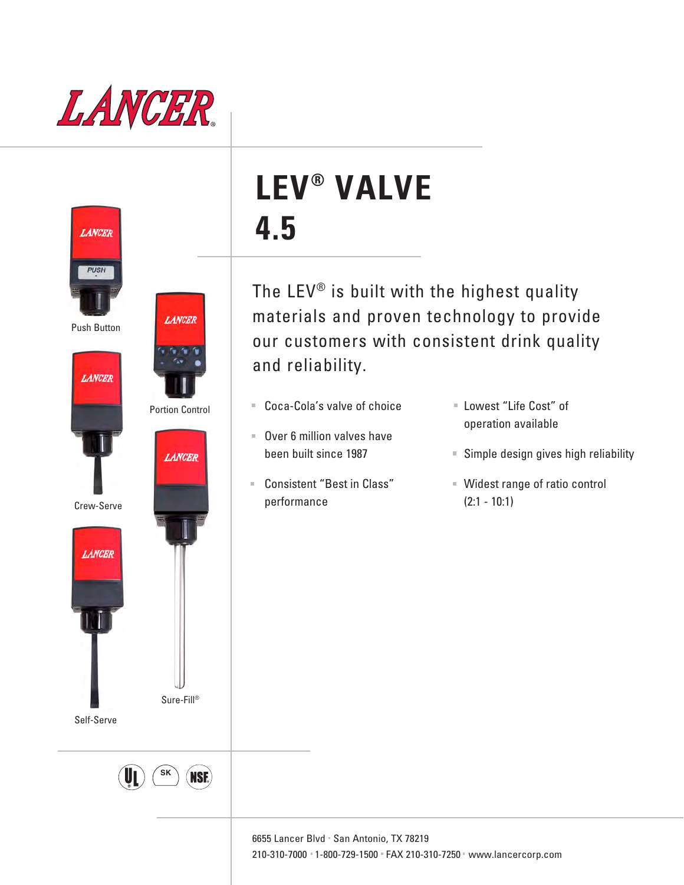LANCER®

Push Button

Portion Control

Crew-Serve

Sure-Fill®

Self-Serve

# LEV® VALVE 4.5

The LEV® is built with the highest quality materials and proven technology to provide our customers with consistent drink quality and reliability.

- Coca-Cola's valve of choice
- Over 6 million valves have been built since 1987
- Consistent "Best in Class" performance
- Lowest "Life Cost" of operation available
- Simple design gives high reliability
- Widest range of ratio control (2:1 - 10:1)

6655 Lancer Blvd ▪ San Antonio, TX 78219
210-310-7000 ▪ 1-800-729-1500 ▪ FAX 210-310-7250 ▪ www.lancercorp.com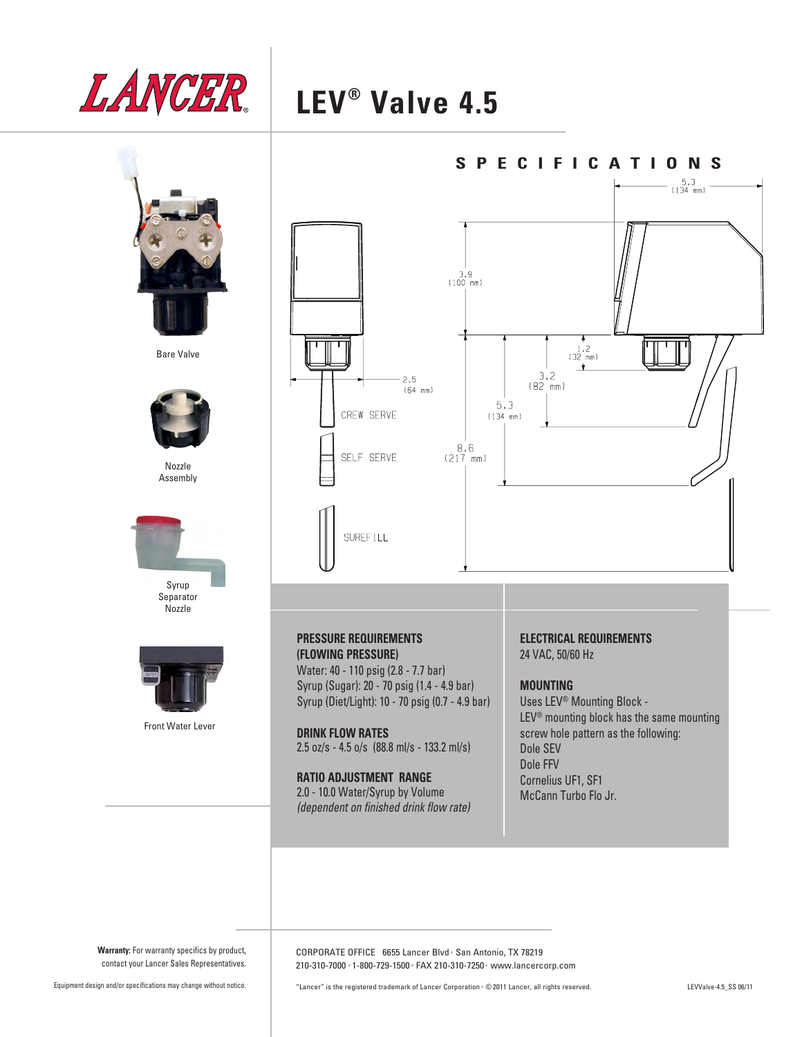# LEV® Valve 4.5

Bare Valve

Nozzle Assembly

Syrup Separator Nozzle

Front Water Lever

## SPECIFICATIONS

5.3 (134 mm)
3.9 (100 mm)
1.2 (32 mm)
3.2 (82 mm)
2.5 (64 mm)
5.3 (134 mm)
8.6 (217 mm)
CREW SERVE
SELF SERVE
SUREFILL

### PRESSURE REQUIREMENTS (FLOWING PRESSURE)

Water: 40 - 110 psig (2.8 - 7.7 bar)
Syrup (Sugar): 20 - 70 psig (1.4 - 4.9 bar)
Syrup (Diet/Light): 10 - 70 psig (0.7 - 4.9 bar)

### DRINK FLOW RATES

2.5 oz/s - 4.5 o/s (88.8 ml/s - 133.2 ml/s)

### RATIO ADJUSTMENT RANGE

2.0 - 10.0 Water/Syrup by Volume
*(dependent on finished drink flow rate)*

### ELECTRICAL REQUIREMENTS

24 VAC, 50/60 Hz

### MOUNTING

Uses LEV® Mounting Block -
LEV® mounting block has the same mounting screw hole pattern as the following:
Dole SEV
Dole FFV
Cornelius UF1, SF1
McCann Turbo Flo Jr.

**Warranty:** For warranty specifics by product, contact your Lancer Sales Representatives.

Equipment design and/or specifications may change without notice.

CORPORATE OFFICE 6655 Lancer Blvd • San Antonio, TX 78219
210-310-7000 • 1-800-729-1500 • FAX 210-310-7250 • www.lancercorp.com

"Lancer" is the registered trademark of Lancer Corporation • © 2011 Lancer, all rights reserved.

LEVValve-4.5_SS 06/11